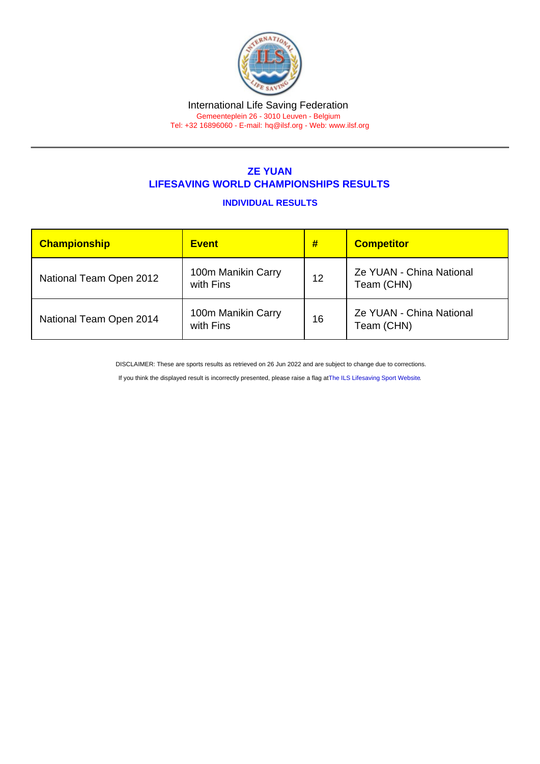International Life Saving Federation

Gemeenteplein 26 - 3010 Leuven - Belgium

Tel: +32 16896060 - E-mail: hq@ilsf.org - Web: www.ilsf.org

## ZE YUAN
## LIFESAVING WORLD CHAMPIONSHIPS RESULTS

### INDIVIDUAL RESULTS

| Championship | Event | # | Competitor |
|---|---|---|---|
| National Team Open 2012 | 100m Manikin Carry with Fins | 12 | Ze YUAN - China National Team (CHN) |
| National Team Open 2014 | 100m Manikin Carry with Fins | 16 | Ze YUAN - China National Team (CHN) |

DISCLAIMER: These are sports results as retrieved on 26 Jun 2022 and are subject to change due to corrections.

If you think the displayed result is incorrectly presented, please raise a flag at The ILS Lifesaving Sport Website.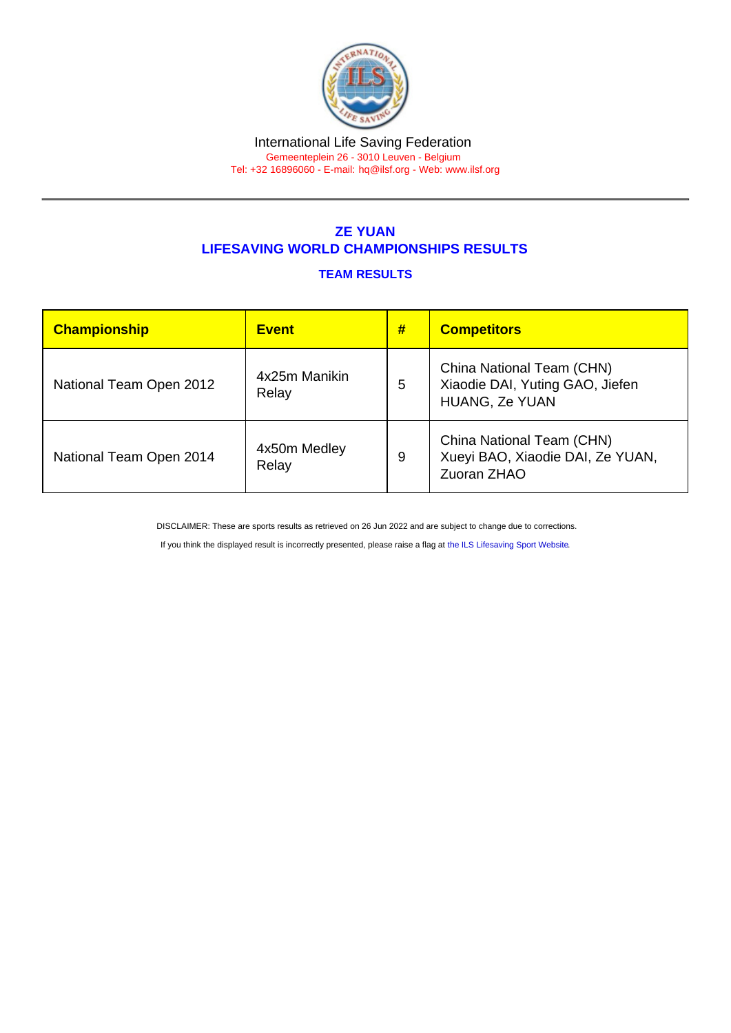International Life Saving Federation
Gemeenteplein 26 - 3010 Leuven - Belgium
Tel: +32 16896060 - E-mail: hq@ilsf.org - Web: www.ilsf.org

## ZE YUAN
## LIFESAVING WORLD CHAMPIONSHIPS RESULTS

### TEAM RESULTS

| Championship | Event | # | Competitors |
| --- | --- | --- | --- |
| National Team Open 2012 | 4x25m Manikin Relay | 5 | China National Team (CHN) Xiaodie DAI, Yuting GAO, Jiefen HUANG, Ze YUAN |
| National Team Open 2014 | 4x50m Medley Relay | 9 | China National Team (CHN) Xueyi BAO, Xiaodie DAI, Ze YUAN, Zuoran ZHAO |

DISCLAIMER: These are sports results as retrieved on 26 Jun 2022 and are subject to change due to corrections.

If you think the displayed result is incorrectly presented, please raise a flag at the ILS Lifesaving Sport Website.